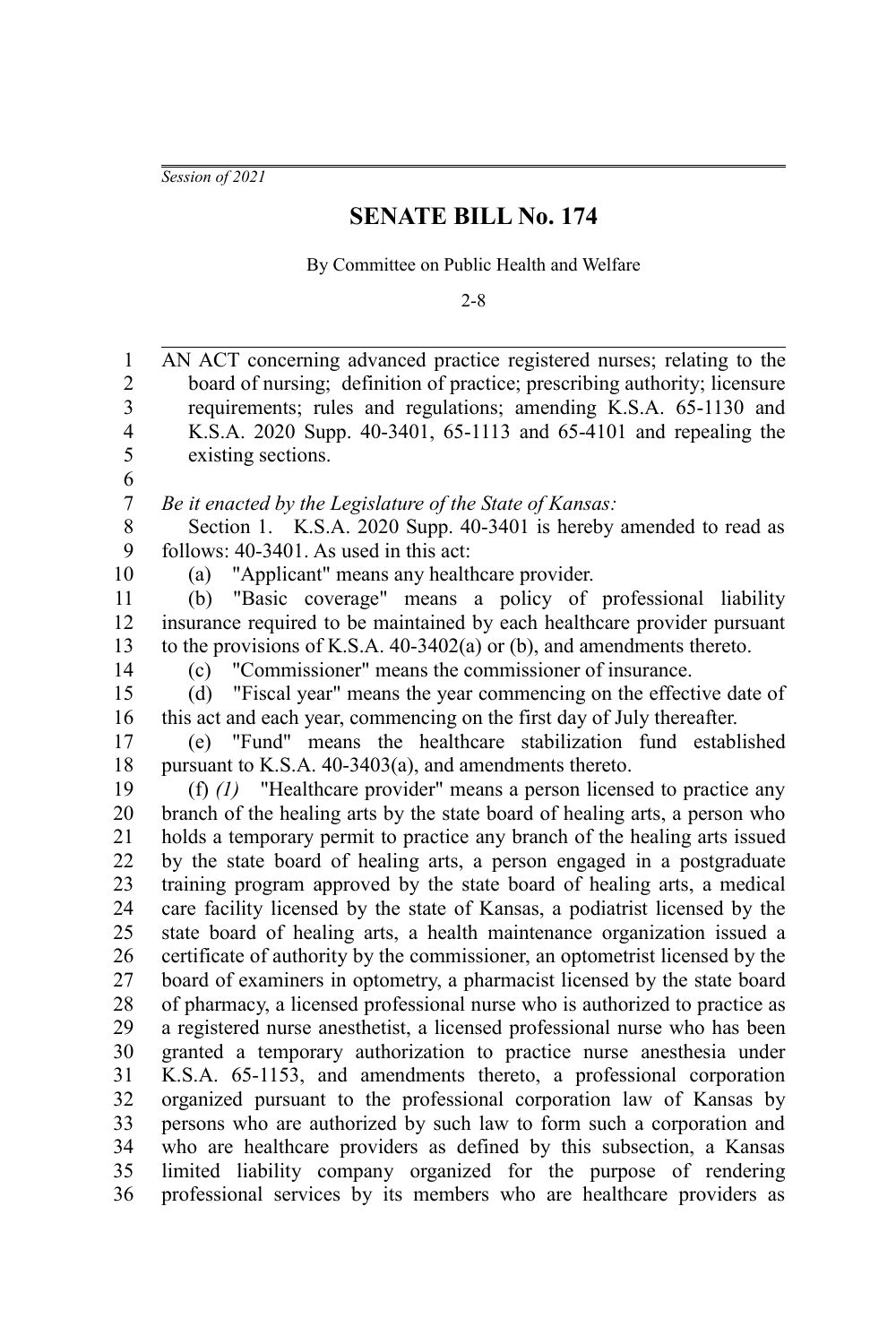*Session of 2021*

# SENATE BILL No. 174

By Committee on Public Health and Welfare

2-8

AN ACT concerning advanced practice registered nurses; relating to the board of nursing; definition of practice; prescribing authority; licensure requirements; rules and regulations; amending K.S.A. 65-1130 and K.S.A. 2020 Supp. 40-3401, 65-1113 and 65-4101 and repealing the existing sections.

*Be it enacted by the Legislature of the State of Kansas:*

Section 1. K.S.A. 2020 Supp. 40-3401 is hereby amended to read as follows: 40-3401. As used in this act:

(a) "Applicant" means any healthcare provider.

(b) "Basic coverage" means a policy of professional liability insurance required to be maintained by each healthcare provider pursuant to the provisions of K.S.A. 40-3402(a) or (b), and amendments thereto.

(c) "Commissioner" means the commissioner of insurance.

(d) "Fiscal year" means the year commencing on the effective date of this act and each year, commencing on the first day of July thereafter.

(e) "Fund" means the healthcare stabilization fund established pursuant to K.S.A. 40-3403(a), and amendments thereto.

(f) *(1)* "Healthcare provider" means a person licensed to practice any branch of the healing arts by the state board of healing arts, a person who holds a temporary permit to practice any branch of the healing arts issued by the state board of healing arts, a person engaged in a postgraduate training program approved by the state board of healing arts, a medical care facility licensed by the state of Kansas, a podiatrist licensed by the state board of healing arts, a health maintenance organization issued a certificate of authority by the commissioner, an optometrist licensed by the board of examiners in optometry, a pharmacist licensed by the state board of pharmacy, a licensed professional nurse who is authorized to practice as a registered nurse anesthetist, a licensed professional nurse who has been granted a temporary authorization to practice nurse anesthesia under K.S.A. 65-1153, and amendments thereto, a professional corporation organized pursuant to the professional corporation law of Kansas by persons who are authorized by such law to form such a corporation and who are healthcare providers as defined by this subsection, a Kansas limited liability company organized for the purpose of rendering professional services by its members who are healthcare providers as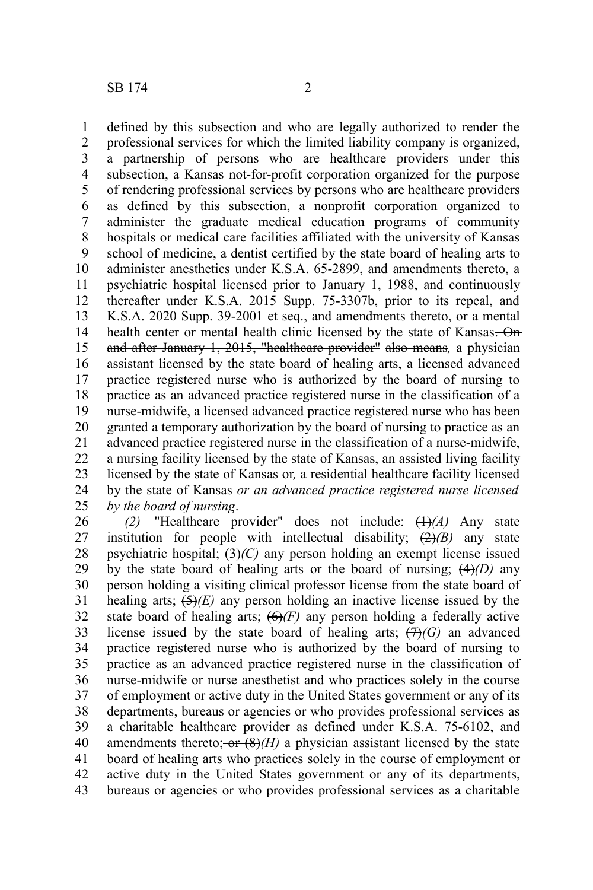defined by this subsection and who are legally authorized to render the professional services for which the limited liability company is organized, a partnership of persons who are healthcare providers under this subsection, a Kansas not-for-profit corporation organized for the purpose of rendering professional services by persons who are healthcare providers as defined by this subsection, a nonprofit corporation organized to administer the graduate medical education programs of community hospitals or medical care facilities affiliated with the university of Kansas school of medicine, a dentist certified by the state board of healing arts to administer anesthetics under K.S.A. 65-2899, and amendments thereto, a psychiatric hospital licensed prior to January 1, 1988, and continuously thereafter under K.S.A. 2015 Supp. 75-3307b, prior to its repeal, and K.S.A. 2020 Supp. 39-2001 et seq., and amendments thereto, ~~or~~ a mental health center or mental health clinic licensed by the state of Kansas~~. On and after January 1, 2015, "healthcare provider" also means~~*,* a physician assistant licensed by the state board of healing arts, a licensed advanced practice registered nurse who is authorized by the board of nursing to practice as an advanced practice registered nurse in the classification of a nurse-midwife, a licensed advanced practice registered nurse who has been granted a temporary authorization by the board of nursing to practice as an advanced practice registered nurse in the classification of a nurse-midwife, a nursing facility licensed by the state of Kansas, an assisted living facility licensed by the state of Kansas ~~or~~*,* a residential healthcare facility licensed by the state of Kansas *or an advanced practice registered nurse licensed by the board of nursing*.

*(2)* "Healthcare provider" does not include: ~~(1)~~*(A)* Any state institution for people with intellectual disability; ~~(2)~~*(B)* any state psychiatric hospital; ~~(3)~~*(C)* any person holding an exempt license issued by the state board of healing arts or the board of nursing; ~~(4)~~*(D)* any person holding a visiting clinical professor license from the state board of healing arts; ~~(5)~~*(E)* any person holding an inactive license issued by the state board of healing arts; ~~(6)~~*(F)* any person holding a federally active license issued by the state board of healing arts; ~~(7)~~*(G)* an advanced practice registered nurse who is authorized by the board of nursing to practice as an advanced practice registered nurse in the classification of nurse-midwife or nurse anesthetist and who practices solely in the course of employment or active duty in the United States government or any of its departments, bureaus or agencies or who provides professional services as a charitable healthcare provider as defined under K.S.A. 75-6102, and amendments thereto; ~~or (8)~~*(H)* a physician assistant licensed by the state board of healing arts who practices solely in the course of employment or active duty in the United States government or any of its departments, bureaus or agencies or who provides professional services as a charitable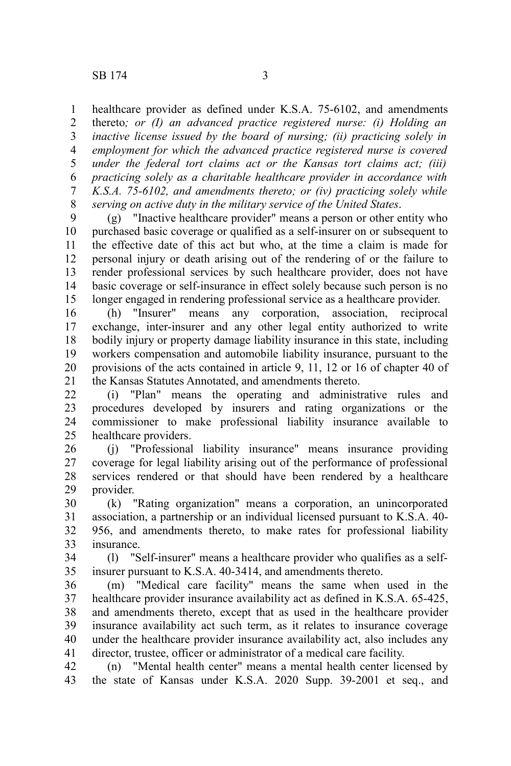healthcare provider as defined under K.S.A. 75-6102, and amendments thereto*; or (I) an advanced practice registered nurse: (i) Holding an inactive license issued by the board of nursing; (ii) practicing solely in employment for which the advanced practice registered nurse is covered under the federal tort claims act or the Kansas tort claims act; (iii) practicing solely as a charitable healthcare provider in accordance with K.S.A. 75-6102, and amendments thereto; or (iv) practicing solely while serving on active duty in the military service of the United States*.

(g) "Inactive healthcare provider" means a person or other entity who purchased basic coverage or qualified as a self-insurer on or subsequent to the effective date of this act but who, at the time a claim is made for personal injury or death arising out of the rendering of or the failure to render professional services by such healthcare provider, does not have basic coverage or self-insurance in effect solely because such person is no longer engaged in rendering professional service as a healthcare provider.

(h) "Insurer" means any corporation, association, reciprocal exchange, inter-insurer and any other legal entity authorized to write bodily injury or property damage liability insurance in this state, including workers compensation and automobile liability insurance, pursuant to the provisions of the acts contained in article 9, 11, 12 or 16 of chapter 40 of the Kansas Statutes Annotated, and amendments thereto.

(i) "Plan" means the operating and administrative rules and procedures developed by insurers and rating organizations or the commissioner to make professional liability insurance available to healthcare providers.

(j) "Professional liability insurance" means insurance providing coverage for legal liability arising out of the performance of professional services rendered or that should have been rendered by a healthcare provider.

(k) "Rating organization" means a corporation, an unincorporated association, a partnership or an individual licensed pursuant to K.S.A. 40-956, and amendments thereto, to make rates for professional liability insurance.

(l) "Self-insurer" means a healthcare provider who qualifies as a self-insurer pursuant to K.S.A. 40-3414, and amendments thereto.

(m) "Medical care facility" means the same when used in the healthcare provider insurance availability act as defined in K.S.A. 65-425, and amendments thereto, except that as used in the healthcare provider insurance availability act such term, as it relates to insurance coverage under the healthcare provider insurance availability act, also includes any director, trustee, officer or administrator of a medical care facility.

(n) "Mental health center" means a mental health center licensed by the state of Kansas under K.S.A. 2020 Supp. 39-2001 et seq., and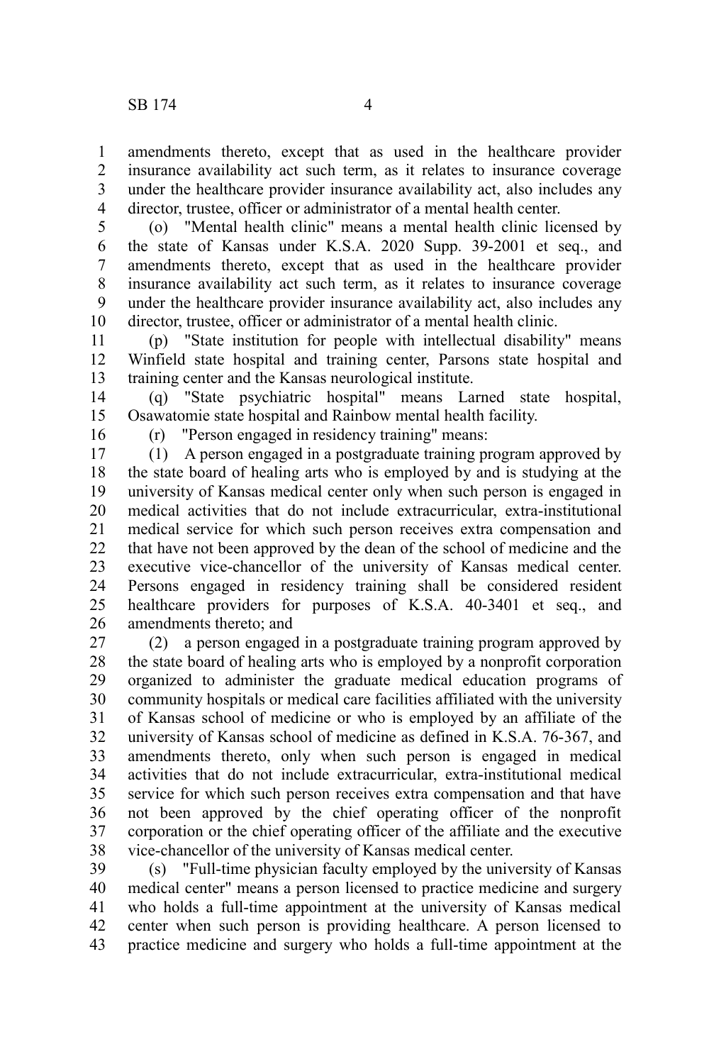amendments thereto, except that as used in the healthcare provider insurance availability act such term, as it relates to insurance coverage under the healthcare provider insurance availability act, also includes any director, trustee, officer or administrator of a mental health center.

(o) "Mental health clinic" means a mental health clinic licensed by the state of Kansas under K.S.A. 2020 Supp. 39-2001 et seq., and amendments thereto, except that as used in the healthcare provider insurance availability act such term, as it relates to insurance coverage under the healthcare provider insurance availability act, also includes any director, trustee, officer or administrator of a mental health clinic.

(p) "State institution for people with intellectual disability" means Winfield state hospital and training center, Parsons state hospital and training center and the Kansas neurological institute.

(q) "State psychiatric hospital" means Larned state hospital, Osawatomie state hospital and Rainbow mental health facility.

(r) "Person engaged in residency training" means:

(1) A person engaged in a postgraduate training program approved by the state board of healing arts who is employed by and is studying at the university of Kansas medical center only when such person is engaged in medical activities that do not include extracurricular, extra-institutional medical service for which such person receives extra compensation and that have not been approved by the dean of the school of medicine and the executive vice-chancellor of the university of Kansas medical center. Persons engaged in residency training shall be considered resident healthcare providers for purposes of K.S.A. 40-3401 et seq., and amendments thereto; and

(2) a person engaged in a postgraduate training program approved by the state board of healing arts who is employed by a nonprofit corporation organized to administer the graduate medical education programs of community hospitals or medical care facilities affiliated with the university of Kansas school of medicine or who is employed by an affiliate of the university of Kansas school of medicine as defined in K.S.A. 76-367, and amendments thereto, only when such person is engaged in medical activities that do not include extracurricular, extra-institutional medical service for which such person receives extra compensation and that have not been approved by the chief operating officer of the nonprofit corporation or the chief operating officer of the affiliate and the executive vice-chancellor of the university of Kansas medical center.

(s) "Full-time physician faculty employed by the university of Kansas medical center" means a person licensed to practice medicine and surgery who holds a full-time appointment at the university of Kansas medical center when such person is providing healthcare. A person licensed to practice medicine and surgery who holds a full-time appointment at the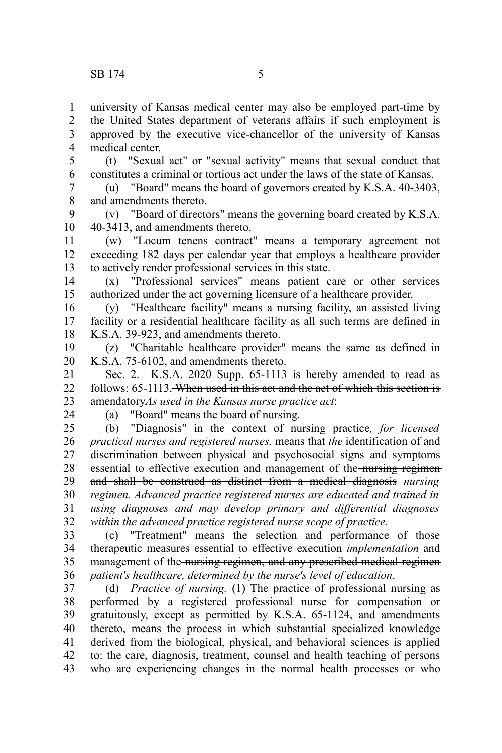university of Kansas medical center may also be employed part-time by the United States department of veterans affairs if such employment is approved by the executive vice-chancellor of the university of Kansas medical center.

(t) "Sexual act" or "sexual activity" means that sexual conduct that constitutes a criminal or tortious act under the laws of the state of Kansas.

(u) "Board" means the board of governors created by K.S.A. 40-3403, and amendments thereto.

(v) "Board of directors" means the governing board created by K.S.A. 40-3413, and amendments thereto.

(w) "Locum tenens contract" means a temporary agreement not exceeding 182 days per calendar year that employs a healthcare provider to actively render professional services in this state.

(x) "Professional services" means patient care or other services authorized under the act governing licensure of a healthcare provider.

(y) "Healthcare facility" means a nursing facility, an assisted living facility or a residential healthcare facility as all such terms are defined in K.S.A. 39-923, and amendments thereto.

(z) "Charitable healthcare provider" means the same as defined in K.S.A. 75-6102, and amendments thereto.

Sec. 2. K.S.A. 2020 Supp. 65-1113 is hereby amended to read as follows: 65-1113. ~~When used in this act and the act of which this section is amendatory~~*As used in the Kansas nurse practice act*:

(a) "Board" means the board of nursing.

(b) "Diagnosis" in the context of nursing practice*, for licensed practical nurses and registered nurses,* means ~~that~~ *the* identification of and discrimination between physical and psychosocial signs and symptoms essential to effective execution and management of the ~~nursing regimen and shall be construed as distinct from a medical diagnosis~~ *nursing regimen. Advanced practice registered nurses are educated and trained in using diagnoses and may develop primary and differential diagnoses within the advanced practice registered nurse scope of practice*.

(c) "Treatment" means the selection and performance of those therapeutic measures essential to effective ~~execution~~ *implementation* and management of the ~~nursing regimen, and any prescribed medical regimen~~ *patient's healthcare, determined by the nurse's level of education*.

(d) *Practice of nursing.* (1) The practice of professional nursing as performed by a registered professional nurse for compensation or gratuitously, except as permitted by K.S.A. 65-1124, and amendments thereto, means the process in which substantial specialized knowledge derived from the biological, physical, and behavioral sciences is applied to: the care, diagnosis, treatment, counsel and health teaching of persons who are experiencing changes in the normal health processes or who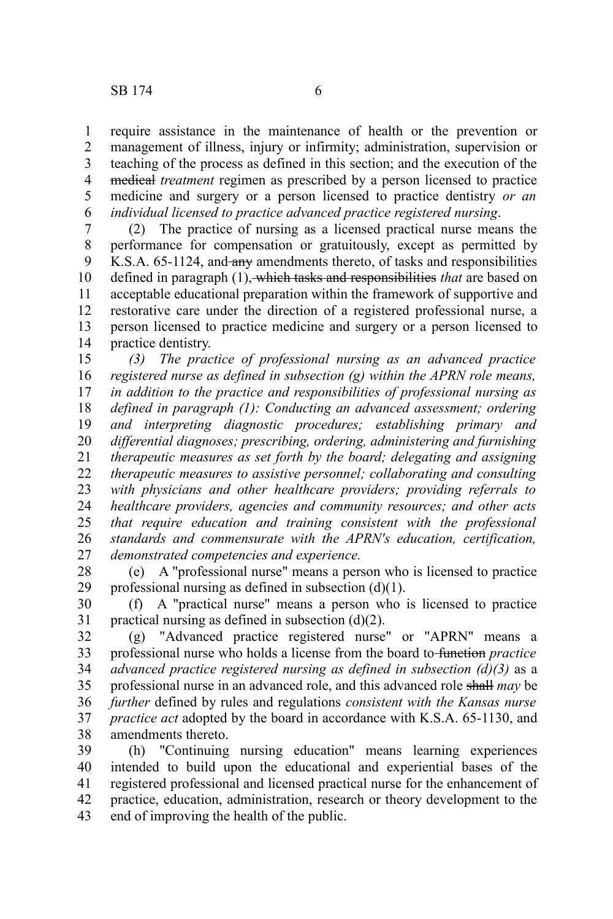require assistance in the maintenance of health or the prevention or management of illness, injury or infirmity; administration, supervision or teaching of the process as defined in this section; and the execution of the ~~medical~~ *treatment* regimen as prescribed by a person licensed to practice medicine and surgery or a person licensed to practice dentistry *or an individual licensed to practice advanced practice registered nursing*.

(2) The practice of nursing as a licensed practical nurse means the performance for compensation or gratuitously, except as permitted by K.S.A. 65-1124, and ~~any~~ amendments thereto, of tasks and responsibilities defined in paragraph (1)~~, which tasks and responsibilities~~ *that* are based on acceptable educational preparation within the framework of supportive and restorative care under the direction of a registered professional nurse, a person licensed to practice medicine and surgery or a person licensed to practice dentistry.

*(3) The practice of professional nursing as an advanced practice registered nurse as defined in subsection (g) within the APRN role means, in addition to the practice and responsibilities of professional nursing as defined in paragraph (1): Conducting an advanced assessment; ordering and interpreting diagnostic procedures; establishing primary and differential diagnoses; prescribing, ordering, administering and furnishing therapeutic measures as set forth by the board; delegating and assigning therapeutic measures to assistive personnel; collaborating and consulting with physicians and other healthcare providers; providing referrals to healthcare providers, agencies and community resources; and other acts that require education and training consistent with the professional standards and commensurate with the APRN's education, certification, demonstrated competencies and experience.*

(e) A "professional nurse" means a person who is licensed to practice professional nursing as defined in subsection (d)(1).

(f) A "practical nurse" means a person who is licensed to practice practical nursing as defined in subsection (d)(2).

(g) "Advanced practice registered nurse" or "APRN" means a professional nurse who holds a license from the board to ~~function~~ *practice advanced practice registered nursing as defined in subsection (d)(3)* as a professional nurse in an advanced role, and this advanced role ~~shall~~ *may* be *further* defined by rules and regulations *consistent with the Kansas nurse practice act* adopted by the board in accordance with K.S.A. 65-1130, and amendments thereto.

(h) "Continuing nursing education" means learning experiences intended to build upon the educational and experiential bases of the registered professional and licensed practical nurse for the enhancement of practice, education, administration, research or theory development to the end of improving the health of the public.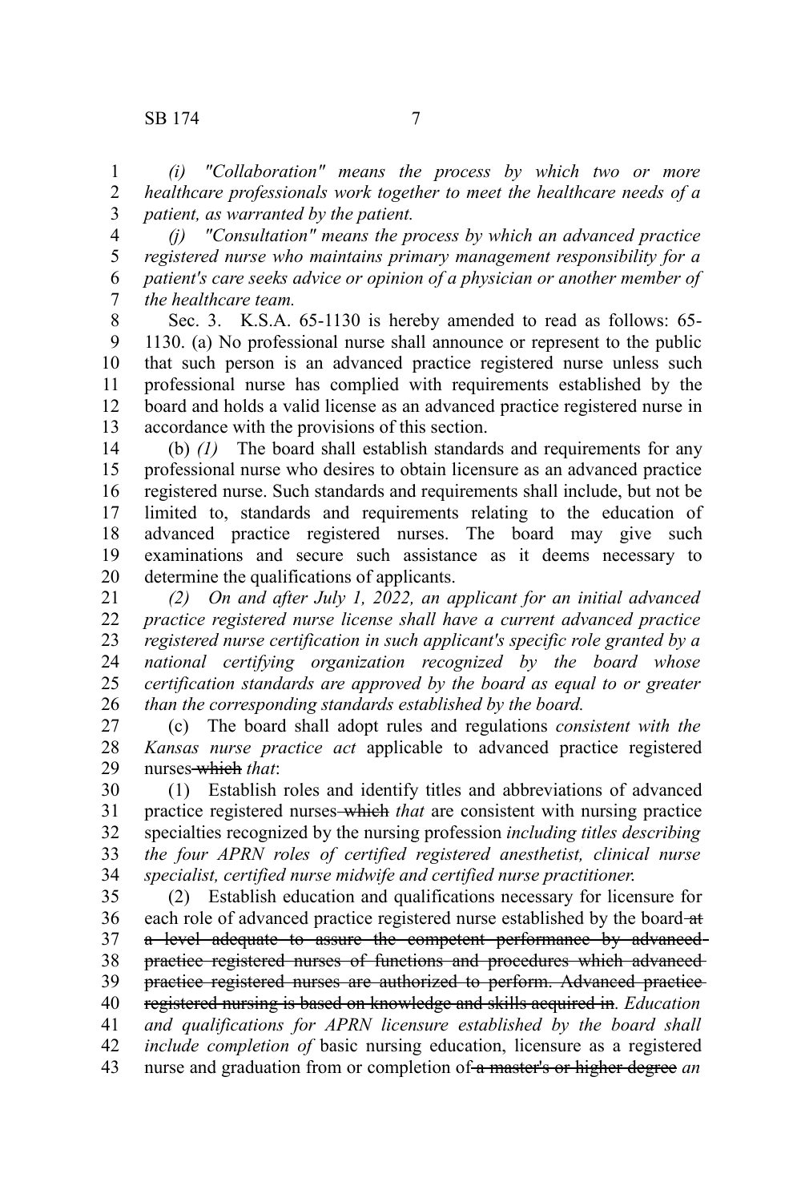*(i) "Collaboration" means the process by which two or more healthcare professionals work together to meet the healthcare needs of a patient, as warranted by the patient.*

*(j) "Consultation" means the process by which an advanced practice registered nurse who maintains primary management responsibility for a patient's care seeks advice or opinion of a physician or another member of the healthcare team.*

Sec. 3. K.S.A. 65-1130 is hereby amended to read as follows: 65-1130. (a) No professional nurse shall announce or represent to the public that such person is an advanced practice registered nurse unless such professional nurse has complied with requirements established by the board and holds a valid license as an advanced practice registered nurse in accordance with the provisions of this section.

(b) *(1)* The board shall establish standards and requirements for any professional nurse who desires to obtain licensure as an advanced practice registered nurse. Such standards and requirements shall include, but not be limited to, standards and requirements relating to the education of advanced practice registered nurses. The board may give such examinations and secure such assistance as it deems necessary to determine the qualifications of applicants.

*(2) On and after July 1, 2022, an applicant for an initial advanced practice registered nurse license shall have a current advanced practice registered nurse certification in such applicant's specific role granted by a national certifying organization recognized by the board whose certification standards are approved by the board as equal to or greater than the corresponding standards established by the board.*

(c) The board shall adopt rules and regulations *consistent with the Kansas nurse practice act* applicable to advanced practice registered nurses ~~which~~ *that*:

(1) Establish roles and identify titles and abbreviations of advanced practice registered nurses ~~which~~ *that* are consistent with nursing practice specialties recognized by the nursing profession *including titles describing the four APRN roles of certified registered anesthetist, clinical nurse specialist, certified nurse midwife and certified nurse practitioner.*

(2) Establish education and qualifications necessary for licensure for each role of advanced practice registered nurse established by the board ~~at a level adequate to assure the competent performance by advanced practice registered nurses of functions and procedures which advanced practice registered nurses are authorized to perform. Advanced practice registered nursing is based on knowledge and skills acquired in~~. *Education and qualifications for APRN licensure established by the board shall include completion of* basic nursing education, licensure as a registered nurse and graduation from or completion of ~~a master's or higher degree~~ *an*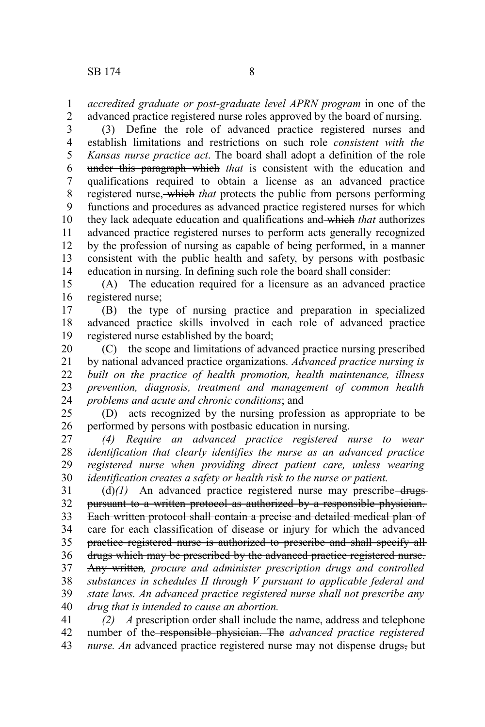*accredited graduate or post-graduate level APRN program* in one of the advanced practice registered nurse roles approved by the board of nursing.

(3) Define the role of advanced practice registered nurses and establish limitations and restrictions on such role *consistent with the Kansas nurse practice act*. The board shall adopt a definition of the role ~~under this paragraph which~~ *that* is consistent with the education and qualifications required to obtain a license as an advanced practice registered nurse~~, which~~ *that* protects the public from persons performing functions and procedures as advanced practice registered nurses for which they lack adequate education and qualifications and ~~which~~ *that* authorizes advanced practice registered nurses to perform acts generally recognized by the profession of nursing as capable of being performed, in a manner consistent with the public health and safety, by persons with postbasic education in nursing. In defining such role the board shall consider:

(A) The education required for a licensure as an advanced practice registered nurse;

(B) the type of nursing practice and preparation in specialized advanced practice skills involved in each role of advanced practice registered nurse established by the board;

(C) the scope and limitations of advanced practice nursing prescribed by national advanced practice organizations*. Advanced practice nursing is built on the practice of health promotion, health maintenance, illness prevention, diagnosis, treatment and management of common health problems and acute and chronic conditions*; and

(D) acts recognized by the nursing profession as appropriate to be performed by persons with postbasic education in nursing.

*(4) Require an advanced practice registered nurse to wear identification that clearly identifies the nurse as an advanced practice registered nurse when providing direct patient care, unless wearing identification creates a safety or health risk to the nurse or patient.*

(d)*(1)* An advanced practice registered nurse may prescribe ~~drugs pursuant to a written protocol as authorized by a responsible physician. Each written protocol shall contain a precise and detailed medical plan of care for each classification of disease or injury for which the advanced practice registered nurse is authorized to prescribe and shall specify all drugs which may be prescribed by the advanced practice registered nurse. Any written~~*, procure and administer prescription drugs and controlled substances in schedules II through V pursuant to applicable federal and state laws. An advanced practice registered nurse shall not prescribe any drug that is intended to cause an abortion.*

*(2) A* prescription order shall include the name, address and telephone number of the ~~responsible physician. The~~ *advanced practice registered nurse. An* advanced practice registered nurse may not dispense drugs~~,~~ but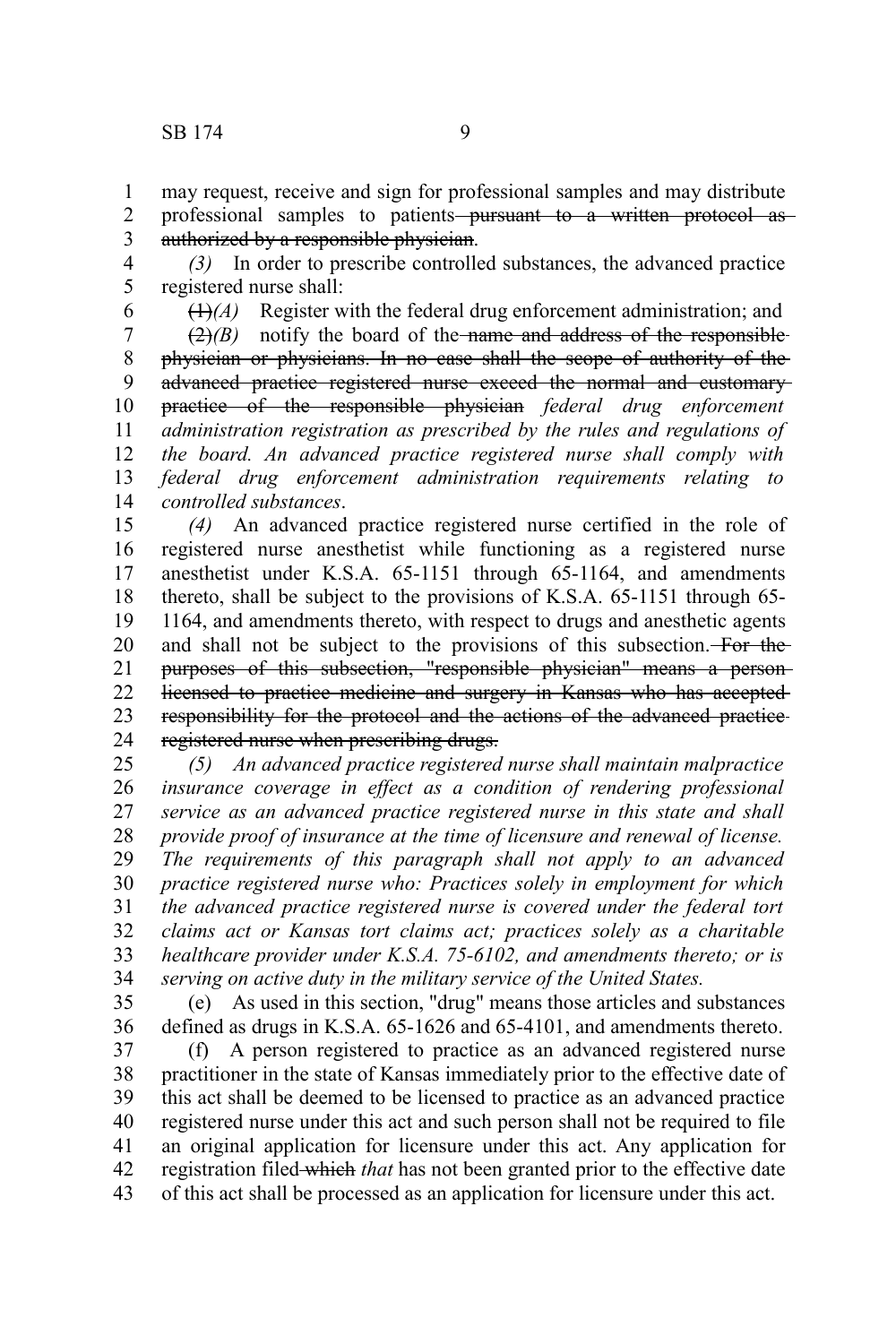may request, receive and sign for professional samples and may distribute professional samples to patients ~~pursuant to a written protocol as authorized by a responsible physician~~.

*(3)* In order to prescribe controlled substances, the advanced practice registered nurse shall:

~~(1)~~*(A)* Register with the federal drug enforcement administration; and

~~(2)~~*(B)* notify the board of the ~~name and address of the responsible physician or physicians. In no case shall the scope of authority of the advanced practice registered nurse exceed the normal and customary practice of the responsible physician~~ *federal drug enforcement administration registration as prescribed by the rules and regulations of the board. An advanced practice registered nurse shall comply with federal drug enforcement administration requirements relating to controlled substances*.

*(4)* An advanced practice registered nurse certified in the role of registered nurse anesthetist while functioning as a registered nurse anesthetist under K.S.A. 65-1151 through 65-1164, and amendments thereto, shall be subject to the provisions of K.S.A. 65-1151 through 65-1164, and amendments thereto, with respect to drugs and anesthetic agents and shall not be subject to the provisions of this subsection. ~~For the purposes of this subsection, "responsible physician" means a person licensed to practice medicine and surgery in Kansas who has accepted responsibility for the protocol and the actions of the advanced practice registered nurse when prescribing drugs.~~

*(5) An advanced practice registered nurse shall maintain malpractice insurance coverage in effect as a condition of rendering professional service as an advanced practice registered nurse in this state and shall provide proof of insurance at the time of licensure and renewal of license. The requirements of this paragraph shall not apply to an advanced practice registered nurse who: Practices solely in employment for which the advanced practice registered nurse is covered under the federal tort claims act or Kansas tort claims act; practices solely as a charitable healthcare provider under K.S.A. 75-6102, and amendments thereto; or is serving on active duty in the military service of the United States.*

(e) As used in this section, "drug" means those articles and substances defined as drugs in K.S.A. 65-1626 and 65-4101, and amendments thereto.

(f) A person registered to practice as an advanced registered nurse practitioner in the state of Kansas immediately prior to the effective date of this act shall be deemed to be licensed to practice as an advanced practice registered nurse under this act and such person shall not be required to file an original application for licensure under this act. Any application for registration filed ~~which~~ *that* has not been granted prior to the effective date of this act shall be processed as an application for licensure under this act.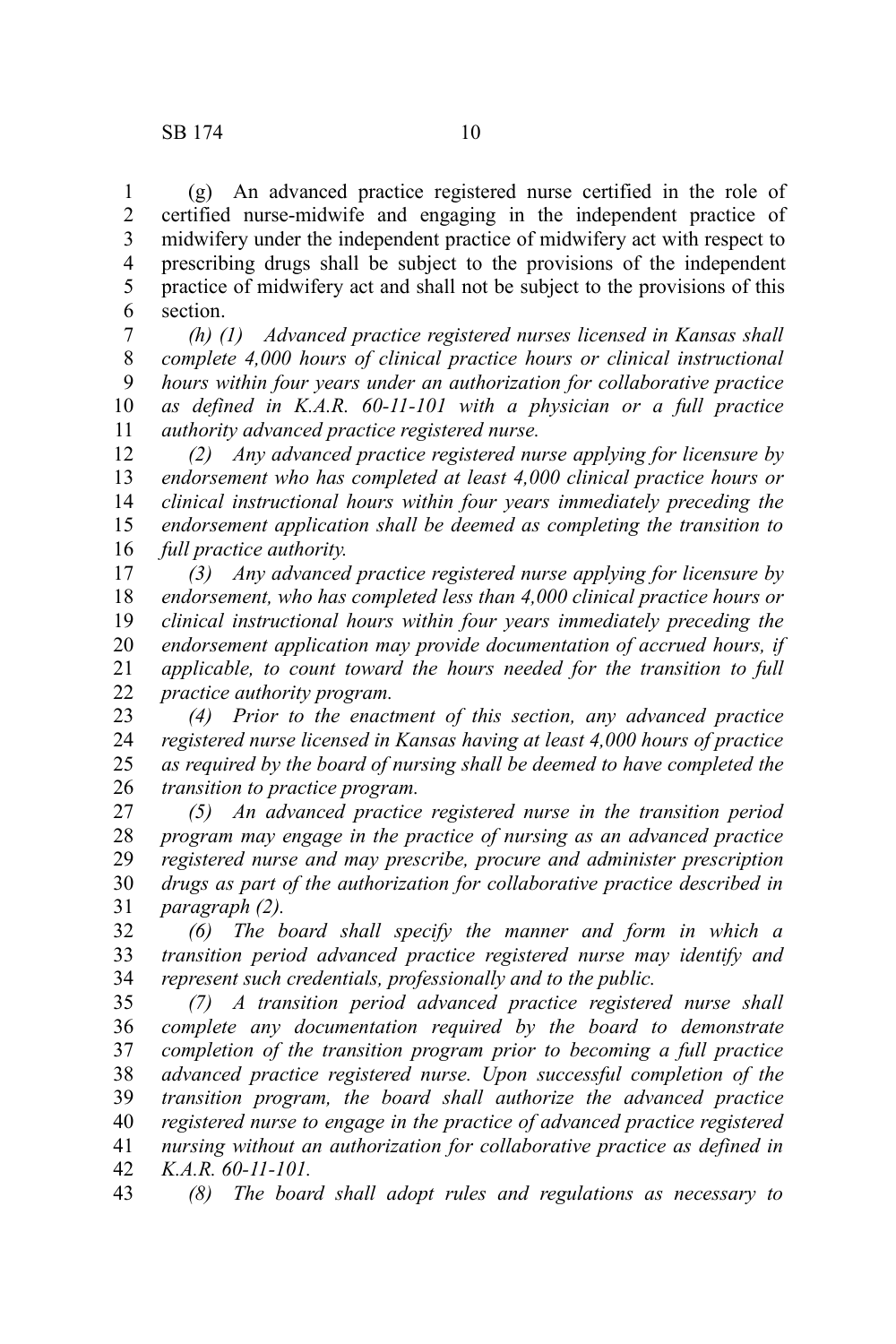(g) An advanced practice registered nurse certified in the role of certified nurse-midwife and engaging in the independent practice of midwifery under the independent practice of midwifery act with respect to prescribing drugs shall be subject to the provisions of the independent practice of midwifery act and shall not be subject to the provisions of this section.

*(h) (1) Advanced practice registered nurses licensed in Kansas shall complete 4,000 hours of clinical practice hours or clinical instructional hours within four years under an authorization for collaborative practice as defined in K.A.R. 60-11-101 with a physician or a full practice authority advanced practice registered nurse.*

*(2) Any advanced practice registered nurse applying for licensure by endorsement who has completed at least 4,000 clinical practice hours or clinical instructional hours within four years immediately preceding the endorsement application shall be deemed as completing the transition to full practice authority.*

*(3) Any advanced practice registered nurse applying for licensure by endorsement, who has completed less than 4,000 clinical practice hours or clinical instructional hours within four years immediately preceding the endorsement application may provide documentation of accrued hours, if applicable, to count toward the hours needed for the transition to full practice authority program.*

*(4) Prior to the enactment of this section, any advanced practice registered nurse licensed in Kansas having at least 4,000 hours of practice as required by the board of nursing shall be deemed to have completed the transition to practice program.*

*(5) An advanced practice registered nurse in the transition period program may engage in the practice of nursing as an advanced practice registered nurse and may prescribe, procure and administer prescription drugs as part of the authorization for collaborative practice described in paragraph (2).*

*(6) The board shall specify the manner and form in which a transition period advanced practice registered nurse may identify and represent such credentials, professionally and to the public.*

*(7) A transition period advanced practice registered nurse shall complete any documentation required by the board to demonstrate completion of the transition program prior to becoming a full practice advanced practice registered nurse. Upon successful completion of the transition program, the board shall authorize the advanced practice registered nurse to engage in the practice of advanced practice registered nursing without an authorization for collaborative practice as defined in K.A.R. 60-11-101.*

*(8) The board shall adopt rules and regulations as necessary to*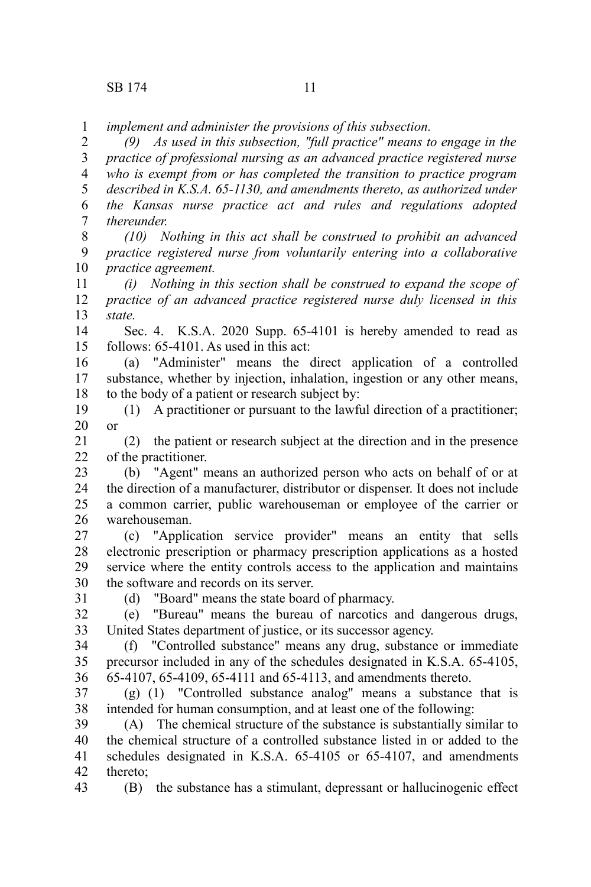*implement and administer the provisions of this subsection.*

*(9) As used in this subsection, "full practice" means to engage in the practice of professional nursing as an advanced practice registered nurse who is exempt from or has completed the transition to practice program described in K.S.A. 65-1130, and amendments thereto, as authorized under the Kansas nurse practice act and rules and regulations adopted thereunder.*

*(10) Nothing in this act shall be construed to prohibit an advanced practice registered nurse from voluntarily entering into a collaborative practice agreement.*

*(i) Nothing in this section shall be construed to expand the scope of practice of an advanced practice registered nurse duly licensed in this state.*

Sec. 4. K.S.A. 2020 Supp. 65-4101 is hereby amended to read as follows: 65-4101. As used in this act:

(a) "Administer" means the direct application of a controlled substance, whether by injection, inhalation, ingestion or any other means, to the body of a patient or research subject by:

(1) A practitioner or pursuant to the lawful direction of a practitioner; or

(2) the patient or research subject at the direction and in the presence of the practitioner.

(b) "Agent" means an authorized person who acts on behalf of or at the direction of a manufacturer, distributor or dispenser. It does not include a common carrier, public warehouseman or employee of the carrier or warehouseman.

(c) "Application service provider" means an entity that sells electronic prescription or pharmacy prescription applications as a hosted service where the entity controls access to the application and maintains the software and records on its server.

(d) "Board" means the state board of pharmacy.

(e) "Bureau" means the bureau of narcotics and dangerous drugs, United States department of justice, or its successor agency.

(f) "Controlled substance" means any drug, substance or immediate precursor included in any of the schedules designated in K.S.A. 65-4105, 65-4107, 65-4109, 65-4111 and 65-4113, and amendments thereto.

(g) (1) "Controlled substance analog" means a substance that is intended for human consumption, and at least one of the following:

(A) The chemical structure of the substance is substantially similar to the chemical structure of a controlled substance listed in or added to the schedules designated in K.S.A. 65-4105 or 65-4107, and amendments thereto;

(B) the substance has a stimulant, depressant or hallucinogenic effect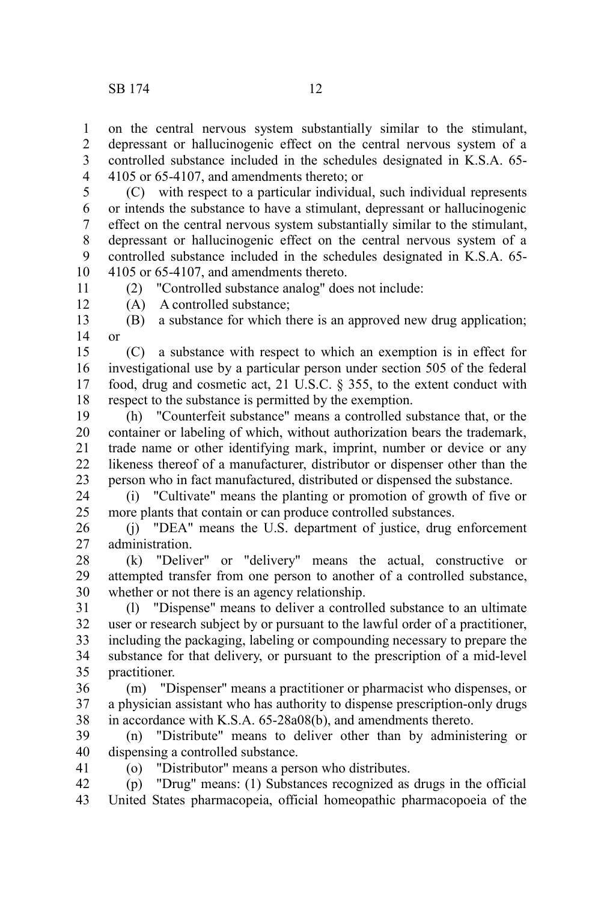on the central nervous system substantially similar to the stimulant, depressant or hallucinogenic effect on the central nervous system of a controlled substance included in the schedules designated in K.S.A. 65-4105 or 65-4107, and amendments thereto; or

(C) with respect to a particular individual, such individual represents or intends the substance to have a stimulant, depressant or hallucinogenic effect on the central nervous system substantially similar to the stimulant, depressant or hallucinogenic effect on the central nervous system of a controlled substance included in the schedules designated in K.S.A. 65-4105 or 65-4107, and amendments thereto.

(2) "Controlled substance analog" does not include:

(A) A controlled substance;

(B) a substance for which there is an approved new drug application; or

(C) a substance with respect to which an exemption is in effect for investigational use by a particular person under section 505 of the federal food, drug and cosmetic act, 21 U.S.C. § 355, to the extent conduct with respect to the substance is permitted by the exemption.

(h) "Counterfeit substance" means a controlled substance that, or the container or labeling of which, without authorization bears the trademark, trade name or other identifying mark, imprint, number or device or any likeness thereof of a manufacturer, distributor or dispenser other than the person who in fact manufactured, distributed or dispensed the substance.

(i) "Cultivate" means the planting or promotion of growth of five or more plants that contain or can produce controlled substances.

(j) "DEA" means the U.S. department of justice, drug enforcement administration.

(k) "Deliver" or "delivery" means the actual, constructive or attempted transfer from one person to another of a controlled substance, whether or not there is an agency relationship.

(l) "Dispense" means to deliver a controlled substance to an ultimate user or research subject by or pursuant to the lawful order of a practitioner, including the packaging, labeling or compounding necessary to prepare the substance for that delivery, or pursuant to the prescription of a mid-level practitioner.

(m) "Dispenser" means a practitioner or pharmacist who dispenses, or a physician assistant who has authority to dispense prescription-only drugs in accordance with K.S.A. 65-28a08(b), and amendments thereto.

(n) "Distribute" means to deliver other than by administering or dispensing a controlled substance.

(o) "Distributor" means a person who distributes.

(p) "Drug" means: (1) Substances recognized as drugs in the official United States pharmacopeia, official homeopathic pharmacopoeia of the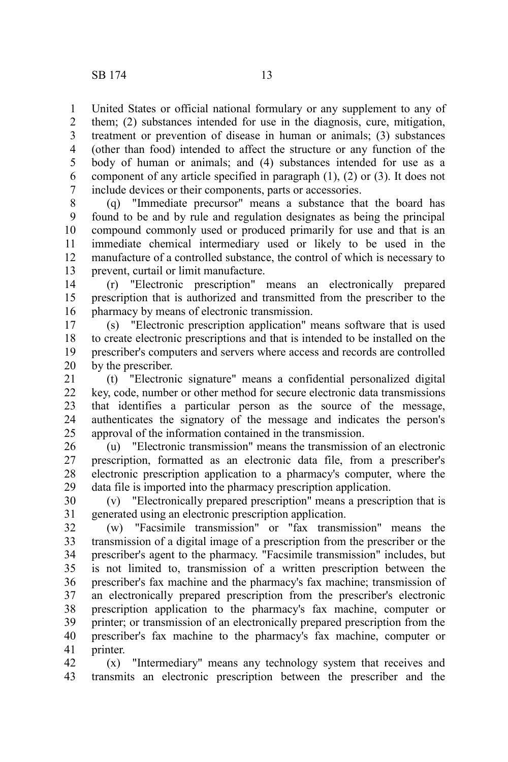United States or official national formulary or any supplement to any of them; (2) substances intended for use in the diagnosis, cure, mitigation, treatment or prevention of disease in human or animals; (3) substances (other than food) intended to affect the structure or any function of the body of human or animals; and (4) substances intended for use as a component of any article specified in paragraph (1), (2) or (3). It does not include devices or their components, parts or accessories.

(q) "Immediate precursor" means a substance that the board has found to be and by rule and regulation designates as being the principal compound commonly used or produced primarily for use and that is an immediate chemical intermediary used or likely to be used in the manufacture of a controlled substance, the control of which is necessary to prevent, curtail or limit manufacture.

(r) "Electronic prescription" means an electronically prepared prescription that is authorized and transmitted from the prescriber to the pharmacy by means of electronic transmission.

(s) "Electronic prescription application" means software that is used to create electronic prescriptions and that is intended to be installed on the prescriber's computers and servers where access and records are controlled by the prescriber.

(t) "Electronic signature" means a confidential personalized digital key, code, number or other method for secure electronic data transmissions that identifies a particular person as the source of the message, authenticates the signatory of the message and indicates the person's approval of the information contained in the transmission.

(u) "Electronic transmission" means the transmission of an electronic prescription, formatted as an electronic data file, from a prescriber's electronic prescription application to a pharmacy's computer, where the data file is imported into the pharmacy prescription application.

(v) "Electronically prepared prescription" means a prescription that is generated using an electronic prescription application.

(w) "Facsimile transmission" or "fax transmission" means the transmission of a digital image of a prescription from the prescriber or the prescriber's agent to the pharmacy. "Facsimile transmission" includes, but is not limited to, transmission of a written prescription between the prescriber's fax machine and the pharmacy's fax machine; transmission of an electronically prepared prescription from the prescriber's electronic prescription application to the pharmacy's fax machine, computer or printer; or transmission of an electronically prepared prescription from the prescriber's fax machine to the pharmacy's fax machine, computer or printer.

(x) "Intermediary" means any technology system that receives and transmits an electronic prescription between the prescriber and the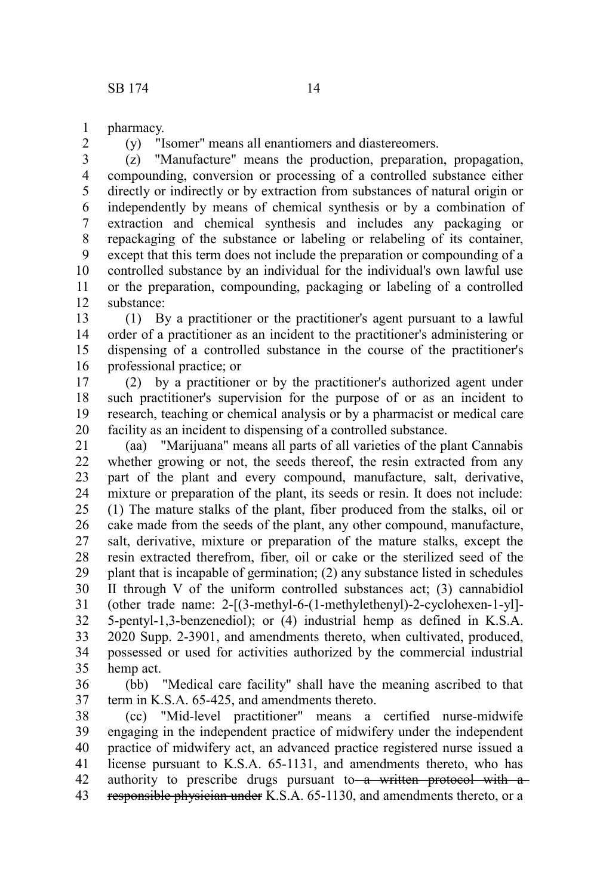pharmacy.

(y) "Isomer" means all enantiomers and diastereomers.

(z) "Manufacture" means the production, preparation, propagation, compounding, conversion or processing of a controlled substance either directly or indirectly or by extraction from substances of natural origin or independently by means of chemical synthesis or by a combination of extraction and chemical synthesis and includes any packaging or repackaging of the substance or labeling or relabeling of its container, except that this term does not include the preparation or compounding of a controlled substance by an individual for the individual's own lawful use or the preparation, compounding, packaging or labeling of a controlled substance:

(1) By a practitioner or the practitioner's agent pursuant to a lawful order of a practitioner as an incident to the practitioner's administering or dispensing of a controlled substance in the course of the practitioner's professional practice; or

(2) by a practitioner or by the practitioner's authorized agent under such practitioner's supervision for the purpose of or as an incident to research, teaching or chemical analysis or by a pharmacist or medical care facility as an incident to dispensing of a controlled substance.

(aa) "Marijuana" means all parts of all varieties of the plant Cannabis whether growing or not, the seeds thereof, the resin extracted from any part of the plant and every compound, manufacture, salt, derivative, mixture or preparation of the plant, its seeds or resin. It does not include: (1) The mature stalks of the plant, fiber produced from the stalks, oil or cake made from the seeds of the plant, any other compound, manufacture, salt, derivative, mixture or preparation of the mature stalks, except the resin extracted therefrom, fiber, oil or cake or the sterilized seed of the plant that is incapable of germination; (2) any substance listed in schedules II through V of the uniform controlled substances act; (3) cannabidiol (other trade name: 2-[(3-methyl-6-(1-methylethenyl)-2-cyclohexen-1-yl]-5-pentyl-1,3-benzenediol); or (4) industrial hemp as defined in K.S.A. 2020 Supp. 2-3901, and amendments thereto, when cultivated, produced, possessed or used for activities authorized by the commercial industrial hemp act.

(bb) "Medical care facility" shall have the meaning ascribed to that term in K.S.A. 65-425, and amendments thereto.

(cc) "Mid-level practitioner" means a certified nurse-midwife engaging in the independent practice of midwifery under the independent practice of midwifery act, an advanced practice registered nurse issued a license pursuant to K.S.A. 65-1131, and amendments thereto, who has authority to prescribe drugs pursuant to ~~a written protocol with a responsible physician under~~ K.S.A. 65-1130, and amendments thereto, or a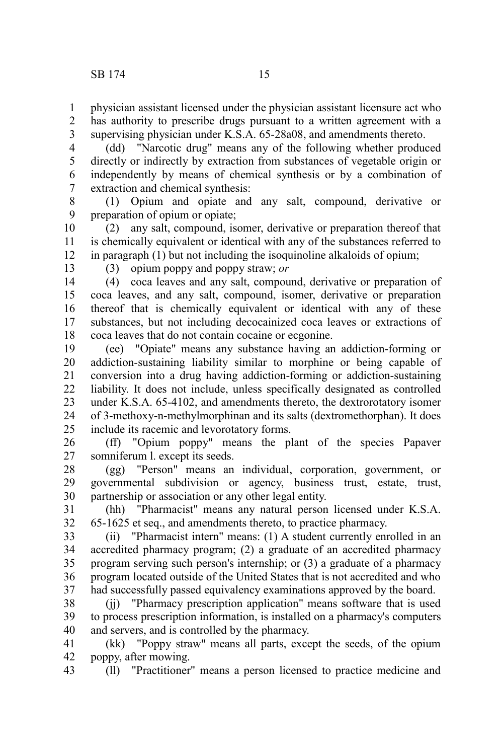physician assistant licensed under the physician assistant licensure act who has authority to prescribe drugs pursuant to a written agreement with a supervising physician under K.S.A. 65-28a08, and amendments thereto.

(dd) "Narcotic drug" means any of the following whether produced directly or indirectly by extraction from substances of vegetable origin or independently by means of chemical synthesis or by a combination of extraction and chemical synthesis:

(1) Opium and opiate and any salt, compound, derivative or preparation of opium or opiate;

(2) any salt, compound, isomer, derivative or preparation thereof that is chemically equivalent or identical with any of the substances referred to in paragraph (1) but not including the isoquinoline alkaloids of opium;

(3) opium poppy and poppy straw; *or*

(4) coca leaves and any salt, compound, derivative or preparation of coca leaves, and any salt, compound, isomer, derivative or preparation thereof that is chemically equivalent or identical with any of these substances, but not including decocainized coca leaves or extractions of coca leaves that do not contain cocaine or ecgonine.

(ee) "Opiate" means any substance having an addiction-forming or addiction-sustaining liability similar to morphine or being capable of conversion into a drug having addiction-forming or addiction-sustaining liability. It does not include, unless specifically designated as controlled under K.S.A. 65-4102, and amendments thereto, the dextrorotatory isomer of 3-methoxy-n-methylmorphinan and its salts (dextromethorphan). It does include its racemic and levorotatory forms.

(ff) "Opium poppy" means the plant of the species Papaver somniferum l. except its seeds.

(gg) "Person" means an individual, corporation, government, or governmental subdivision or agency, business trust, estate, trust, partnership or association or any other legal entity.

(hh) "Pharmacist" means any natural person licensed under K.S.A. 65-1625 et seq., and amendments thereto, to practice pharmacy.

(ii) "Pharmacist intern" means: (1) A student currently enrolled in an accredited pharmacy program; (2) a graduate of an accredited pharmacy program serving such person's internship; or (3) a graduate of a pharmacy program located outside of the United States that is not accredited and who had successfully passed equivalency examinations approved by the board.

(jj) "Pharmacy prescription application" means software that is used to process prescription information, is installed on a pharmacy's computers and servers, and is controlled by the pharmacy.

(kk) "Poppy straw" means all parts, except the seeds, of the opium poppy, after mowing.

(ll) "Practitioner" means a person licensed to practice medicine and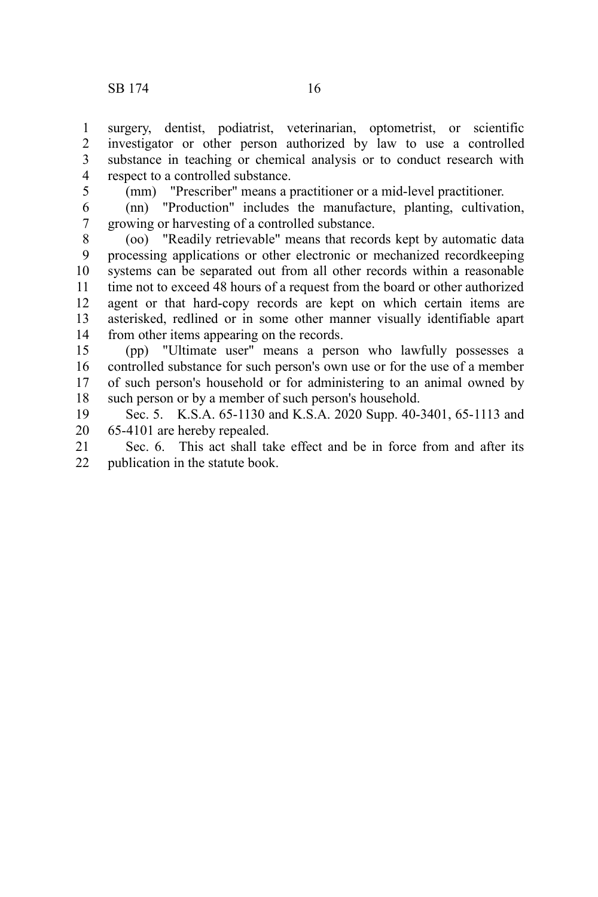surgery, dentist, podiatrist, veterinarian, optometrist, or scientific investigator or other person authorized by law to use a controlled substance in teaching or chemical analysis or to conduct research with respect to a controlled substance.

(mm) "Prescriber" means a practitioner or a mid-level practitioner.

(nn) "Production" includes the manufacture, planting, cultivation, growing or harvesting of a controlled substance.

(oo) "Readily retrievable" means that records kept by automatic data processing applications or other electronic or mechanized recordkeeping systems can be separated out from all other records within a reasonable time not to exceed 48 hours of a request from the board or other authorized agent or that hard-copy records are kept on which certain items are asterisked, redlined or in some other manner visually identifiable apart from other items appearing on the records.

(pp) "Ultimate user" means a person who lawfully possesses a controlled substance for such person's own use or for the use of a member of such person's household or for administering to an animal owned by such person or by a member of such person's household.

Sec. 5. K.S.A. 65-1130 and K.S.A. 2020 Supp. 40-3401, 65-1113 and 65-4101 are hereby repealed.

Sec. 6. This act shall take effect and be in force from and after its publication in the statute book.